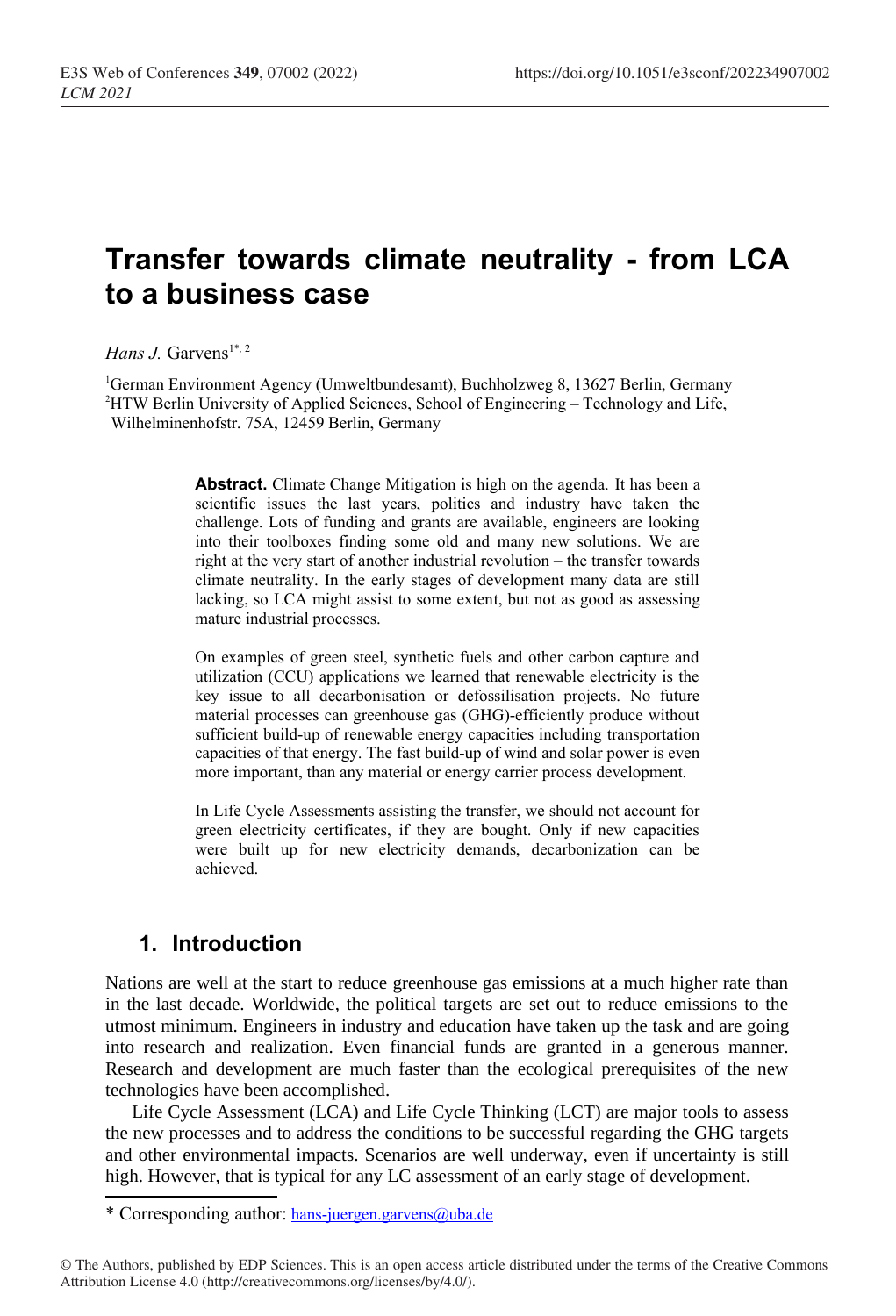# Transfer towards climate neutrality - from LCA to a business case

*Hans J.* Garvens[1*, 2]

[1]German Environment Agency (Umweltbundesamt), Buchholzweg 8, 13627 Berlin, Germany
[2]HTW Berlin University of Applied Sciences, School of Engineering – Technology and Life, Wilhelminenhofstr. 75A, 12459 Berlin, Germany

**Abstract.** Climate Change Mitigation is high on the agenda. It has been a scientific issues the last years, politics and industry have taken the challenge. Lots of funding and grants are available, engineers are looking into their toolboxes finding some old and many new solutions. We are right at the very start of another industrial revolution – the transfer towards climate neutrality. In the early stages of development many data are still lacking, so LCA might assist to some extent, but not as good as assessing mature industrial processes.

On examples of green steel, synthetic fuels and other carbon capture and utilization (CCU) applications we learned that renewable electricity is the key issue to all decarbonisation or defossilisation projects. No future material processes can greenhouse gas (GHG)-efficiently produce without sufficient build-up of renewable energy capacities including transportation capacities of that energy. The fast build-up of wind and solar power is even more important, than any material or energy carrier process development.

In Life Cycle Assessments assisting the transfer, we should not account for green electricity certificates, if they are bought. Only if new capacities were built up for new electricity demands, decarbonization can be achieved.

## 1. Introduction

Nations are well at the start to reduce greenhouse gas emissions at a much higher rate than in the last decade. Worldwide, the political targets are set out to reduce emissions to the utmost minimum. Engineers in industry and education have taken up the task and are going into research and realization. Even financial funds are granted in a generous manner. Research and development are much faster than the ecological prerequisites of the new technologies have been accomplished.

Life Cycle Assessment (LCA) and Life Cycle Thinking (LCT) are major tools to assess the new processes and to address the conditions to be successful regarding the GHG targets and other environmental impacts. Scenarios are well underway, even if uncertainty is still high. However, that is typical for any LC assessment of an early stage of development.

* Corresponding author: hans-juergen.garvens@uba.de

© The Authors, published by EDP Sciences. This is an open access article distributed under the terms of the Creative Commons Attribution License 4.0 (http://creativecommons.org/licenses/by/4.0/).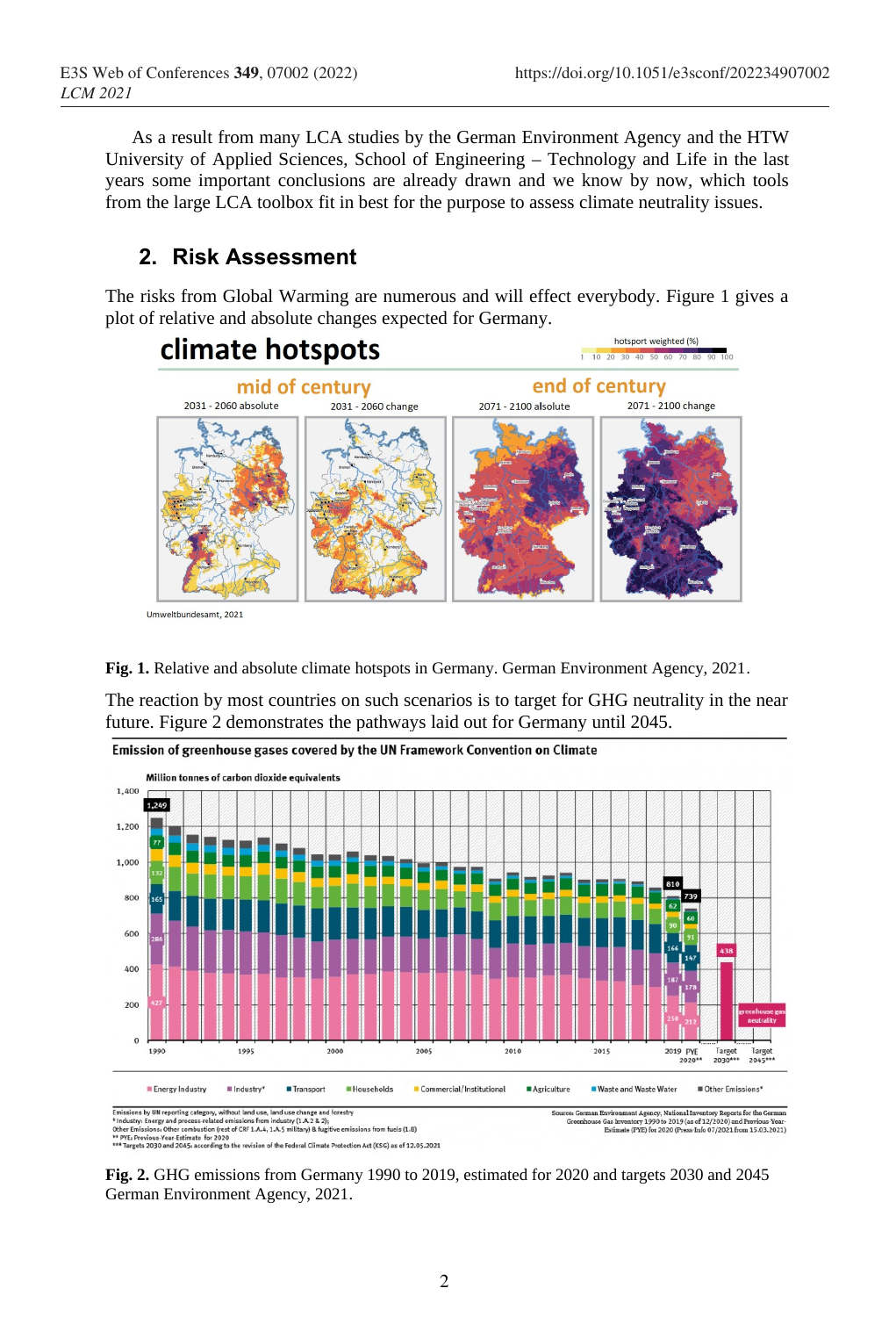As a result from many LCA studies by the German Environment Agency and the HTW University of Applied Sciences, School of Engineering – Technology and Life in the last years some important conclusions are already drawn and we know by now, which tools from the large LCA toolbox fit in best for the purpose to assess climate neutrality issues.

## 2. Risk Assessment

The risks from Global Warming are numerous and will effect everybody. Figure 1 gives a plot of relative and absolute changes expected for Germany.

**Fig. 1.** Relative and absolute climate hotspots in Germany. German Environment Agency, 2021.

The reaction by most countries on such scenarios is to target for GHG neutrality in the near future. Figure 2 demonstrates the pathways laid out for Germany until 2045.

**Fig. 2.** GHG emissions from Germany 1990 to 2019, estimated for 2020 and targets 2030 and 2045 German Environment Agency, 2021.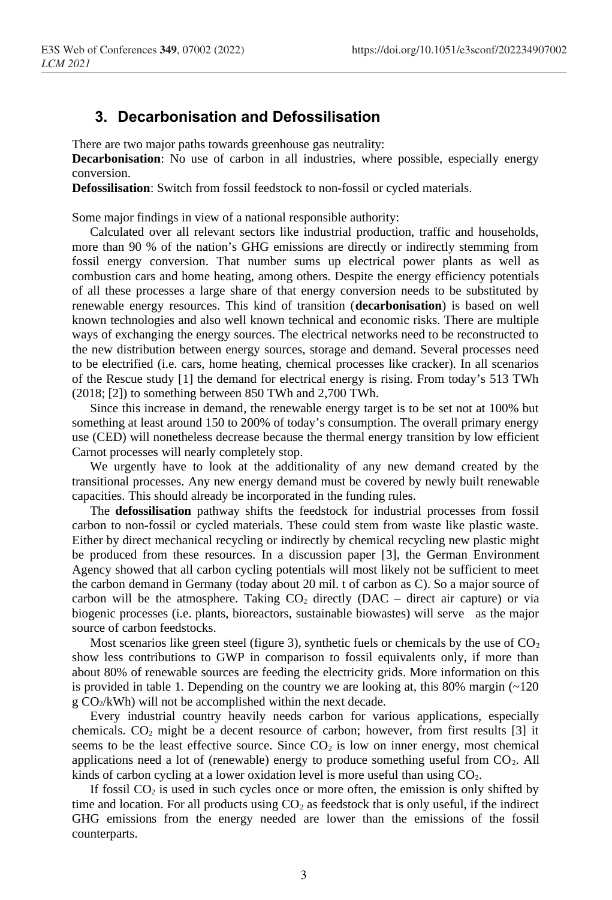## 3. Decarbonisation and Defossilisation

There are two major paths towards greenhouse gas neutrality:
**Decarbonisation**: No use of carbon in all industries, where possible, especially energy conversion.
**Defossilisation**: Switch from fossil feedstock to non-fossil or cycled materials.

Some major findings in view of a national responsible authority:

Calculated over all relevant sectors like industrial production, traffic and households, more than 90 % of the nation's GHG emissions are directly or indirectly stemming from fossil energy conversion. That number sums up electrical power plants as well as combustion cars and home heating, among others. Despite the energy efficiency potentials of all these processes a large share of that energy conversion needs to be substituted by renewable energy resources. This kind of transition (**decarbonisation**) is based on well known technologies and also well known technical and economic risks. There are multiple ways of exchanging the energy sources. The electrical networks need to be reconstructed to the new distribution between energy sources, storage and demand. Several processes need to be electrified (i.e. cars, home heating, chemical processes like cracker). In all scenarios of the Rescue study [1] the demand for electrical energy is rising. From today's 513 TWh (2018; [2]) to something between 850 TWh and 2,700 TWh.

Since this increase in demand, the renewable energy target is to be set not at 100% but something at least around 150 to 200% of today's consumption. The overall primary energy use (CED) will nonetheless decrease because the thermal energy transition by low efficient Carnot processes will nearly completely stop.

We urgently have to look at the additionality of any new demand created by the transitional processes. Any new energy demand must be covered by newly built renewable capacities. This should already be incorporated in the funding rules.

The **defossilisation** pathway shifts the feedstock for industrial processes from fossil carbon to non-fossil or cycled materials. These could stem from waste like plastic waste. Either by direct mechanical recycling or indirectly by chemical recycling new plastic might be produced from these resources. In a discussion paper [3], the German Environment Agency showed that all carbon cycling potentials will most likely not be sufficient to meet the carbon demand in Germany (today about 20 mil. t of carbon as C). So a major source of carbon will be the atmosphere. Taking $CO_2$ directly (DAC – direct air capture) or via biogenic processes (i.e. plants, bioreactors, sustainable biowastes) will serve as the major source of carbon feedstocks.

Most scenarios like green steel (figure 3), synthetic fuels or chemicals by the use of $CO_2$ show less contributions to GWP in comparison to fossil equivalents only, if more than about 80% of renewable sources are feeding the electricity grids. More information on this is provided in table 1. Depending on the country we are looking at, this 80% margin (~120 g $CO_2$/kWh) will not be accomplished within the next decade.

Every industrial country heavily needs carbon for various applications, especially chemicals. $CO_2$ might be a decent resource of carbon; however, from first results [3] it seems to be the least effective source. Since $CO_2$ is low on inner energy, most chemical applications need a lot of (renewable) energy to produce something useful from $CO_2$. All kinds of carbon cycling at a lower oxidation level is more useful than using $CO_2$.

If fossil $CO_2$ is used in such cycles once or more often, the emission is only shifted by time and location. For all products using $CO_2$ as feedstock that is only useful, if the indirect GHG emissions from the energy needed are lower than the emissions of the fossil counterparts.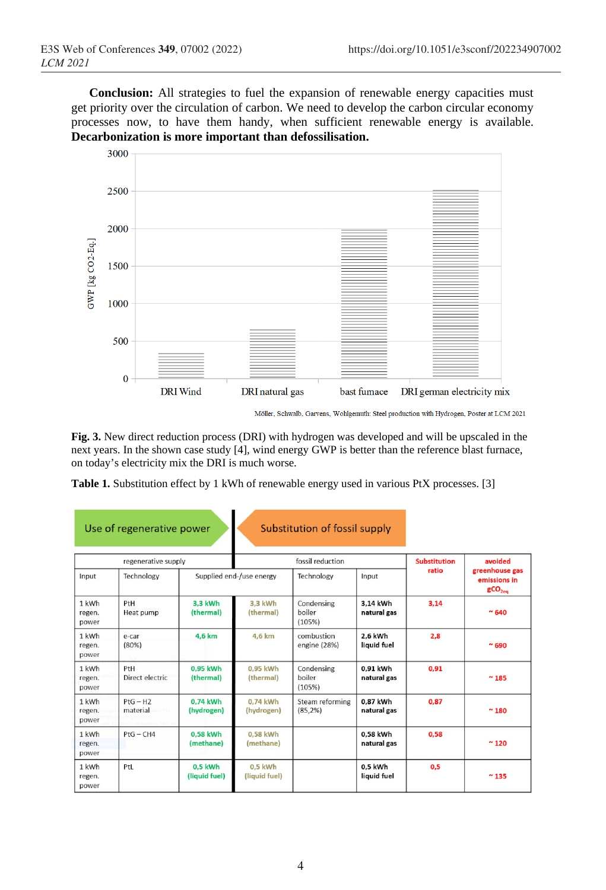**Conclusion:** All strategies to fuel the expansion of renewable energy capacities must get priority over the circulation of carbon. We need to develop the carbon circular economy processes now, to have them handy, when sufficient renewable energy is available. **Decarbonization is more important than defossilisation.**

Fig. 3. New direct reduction process (DRI) with hydrogen was developed and will be upscaled in the next years. In the shown case study [4], wind energy GWP is better than the reference blast furnace, on today's electricity mix the DRI is much worse.

**Table 1.** Substitution effect by 1 kWh of renewable energy used in various PtX processes. [3]

| Use of regenerative power | | | Substitution of fossil supply | | | | |
|---|---|---|---|---|---|---|---|
| regenerative supply | | | fossil reduction | | | Substitution ratio | avoided greenhouse gas emissions in $gCO_{2eq}$ |
| Input | Technology | Supplied end-/use energy | | Technology | Input | | |
| 1 kWh regen. power | PtH Heat pump | 3,3 kWh (thermal) | 3,3 kWh (thermal) | Condensing boiler (105%) | 3,14 kWh natural gas | 3,14 | ~ 640 |
| 1 kWh regen. power | e-car (80%) | 4,6 km | 4,6 km | combustion engine (28%) | 2,6 kWh liquid fuel | 2,8 | ~ 690 |
| 1 kWh regen. power | PtH Direct electric | 0,95 kWh (thermal) | 0,95 kWh (thermal) | Condensing boiler (105%) | 0,91 kWh natural gas | 0,91 | ~ 185 |
| 1 kWh regen. power | PtG – H2 material | 0,74 kWh (hydrogen) | 0,74 kWh (hydrogen) | Steam reforming (85,2%) | 0,87 kWh natural gas | 0,87 | ~ 180 |
| 1 kWh regen. power | PtG – CH4 | 0,58 kWh (methane) | 0,58 kWh (methane) | | 0,58 kWh natural gas | 0,58 | ~ 120 |
| 1 kWh regen. power | PtL | 0,5 kWh (liquid fuel) | 0,5 kWh (liquid fuel) | | 0,5 kWh liquid fuel | 0,5 | ~ 135 |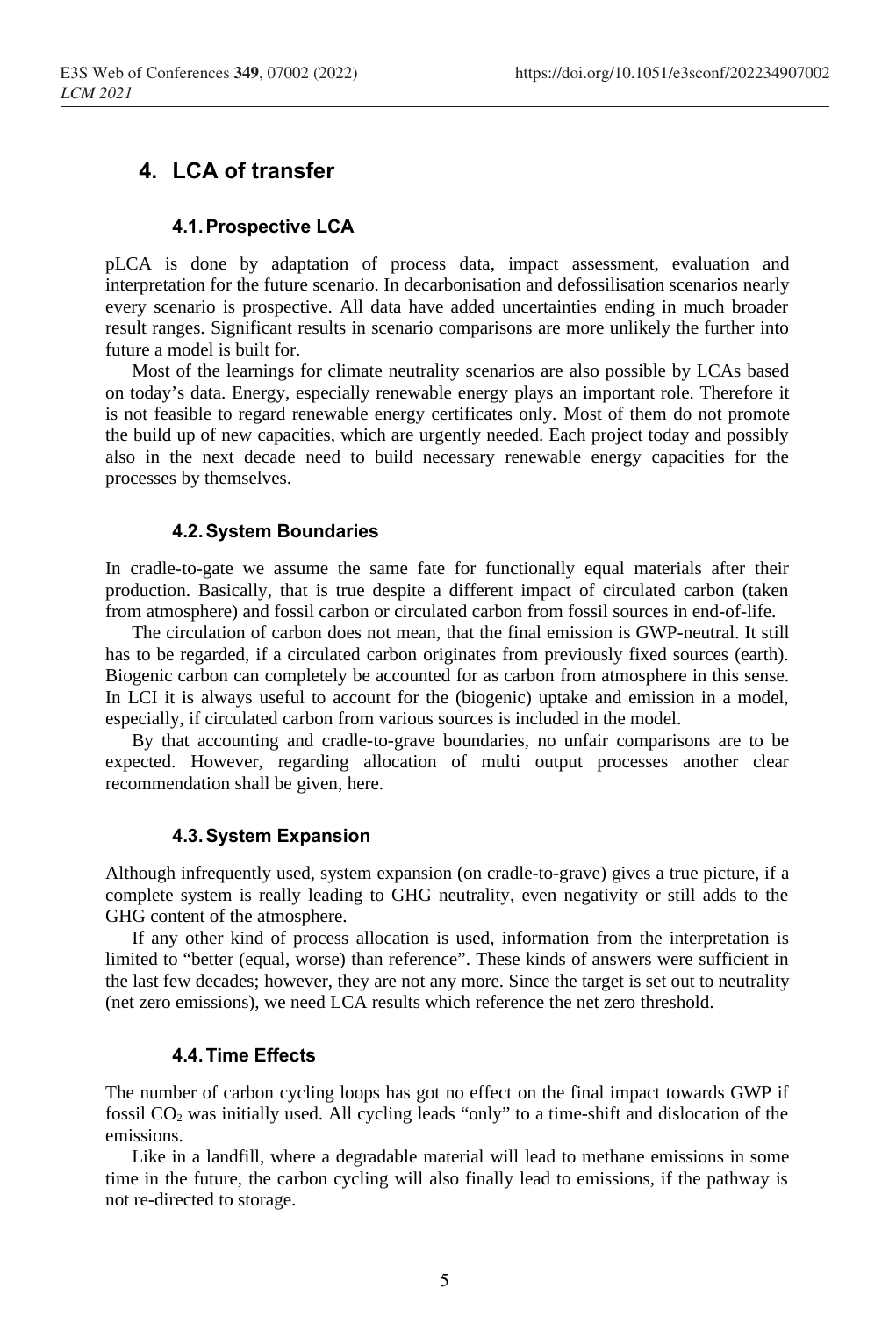## 4. LCA of transfer

### 4.1. Prospective LCA

pLCA is done by adaptation of process data, impact assessment, evaluation and interpretation for the future scenario. In decarbonisation and defossilisation scenarios nearly every scenario is prospective. All data have added uncertainties ending in much broader result ranges. Significant results in scenario comparisons are more unlikely the further into future a model is built for.

Most of the learnings for climate neutrality scenarios are also possible by LCAs based on today's data. Energy, especially renewable energy plays an important role. Therefore it is not feasible to regard renewable energy certificates only. Most of them do not promote the build up of new capacities, which are urgently needed. Each project today and possibly also in the next decade need to build necessary renewable energy capacities for the processes by themselves.

### 4.2. System Boundaries

In cradle-to-gate we assume the same fate for functionally equal materials after their production. Basically, that is true despite a different impact of circulated carbon (taken from atmosphere) and fossil carbon or circulated carbon from fossil sources in end-of-life.

The circulation of carbon does not mean, that the final emission is GWP-neutral. It still has to be regarded, if a circulated carbon originates from previously fixed sources (earth). Biogenic carbon can completely be accounted for as carbon from atmosphere in this sense. In LCI it is always useful to account for the (biogenic) uptake and emission in a model, especially, if circulated carbon from various sources is included in the model.

By that accounting and cradle-to-grave boundaries, no unfair comparisons are to be expected. However, regarding allocation of multi output processes another clear recommendation shall be given, here.

### 4.3. System Expansion

Although infrequently used, system expansion (on cradle-to-grave) gives a true picture, if a complete system is really leading to GHG neutrality, even negativity or still adds to the GHG content of the atmosphere.

If any other kind of process allocation is used, information from the interpretation is limited to "better (equal, worse) than reference". These kinds of answers were sufficient in the last few decades; however, they are not any more. Since the target is set out to neutrality (net zero emissions), we need LCA results which reference the net zero threshold.

### 4.4. Time Effects

The number of carbon cycling loops has got no effect on the final impact towards GWP if fossil $CO_2$ was initially used. All cycling leads "only" to a time-shift and dislocation of the emissions.

Like in a landfill, where a degradable material will lead to methane emissions in some time in the future, the carbon cycling will also finally lead to emissions, if the pathway is not re-directed to storage.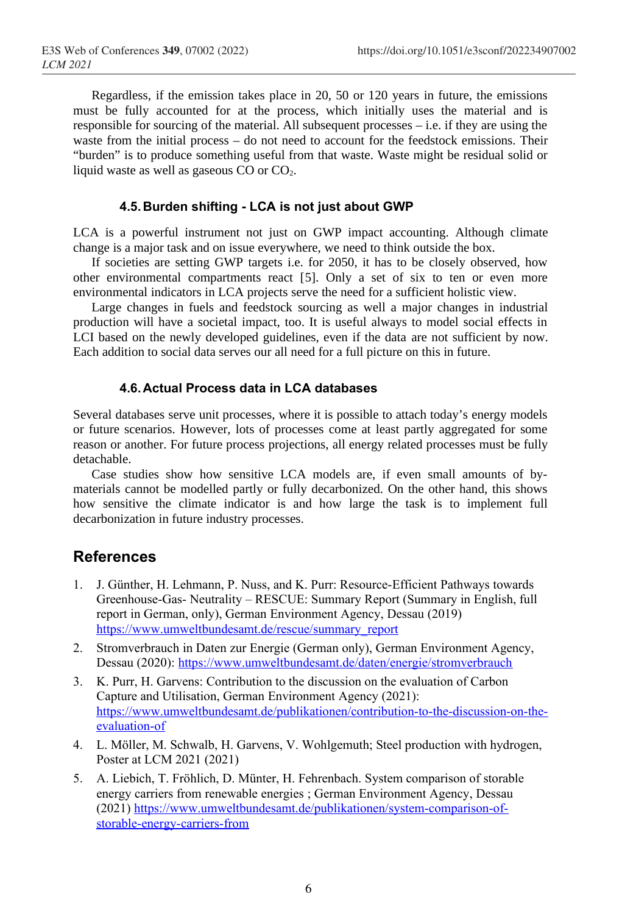Regardless, if the emission takes place in 20, 50 or 120 years in future, the emissions must be fully accounted for at the process, which initially uses the material and is responsible for sourcing of the material. All subsequent processes – i.e. if they are using the waste from the initial process – do not need to account for the feedstock emissions. Their "burden" is to produce something useful from that waste. Waste might be residual solid or liquid waste as well as gaseous CO or $CO_2$.

### 4.5. Burden shifting - LCA is not just about GWP

LCA is a powerful instrument not just on GWP impact accounting. Although climate change is a major task and on issue everywhere, we need to think outside the box.

If societies are setting GWP targets i.e. for 2050, it has to be closely observed, how other environmental compartments react [5]. Only a set of six to ten or even more environmental indicators in LCA projects serve the need for a sufficient holistic view.

Large changes in fuels and feedstock sourcing as well a major changes in industrial production will have a societal impact, too. It is useful always to model social effects in LCI based on the newly developed guidelines, even if the data are not sufficient by now. Each addition to social data serves our all need for a full picture on this in future.

### 4.6. Actual Process data in LCA databases

Several databases serve unit processes, where it is possible to attach today's energy models or future scenarios. However, lots of processes come at least partly aggregated for some reason or another. For future process projections, all energy related processes must be fully detachable.

Case studies show how sensitive LCA models are, if even small amounts of by-materials cannot be modelled partly or fully decarbonized. On the other hand, this shows how sensitive the climate indicator is and how large the task is to implement full decarbonization in future industry processes.

## References

1. J. Günther, H. Lehmann, P. Nuss, and K. Purr: Resource-Efficient Pathways towards Greenhouse-Gas- Neutrality – RESCUE: Summary Report (Summary in English, full report in German, only), German Environment Agency, Dessau (2019) https://www.umweltbundesamt.de/rescue/summary_report
2. Stromverbrauch in Daten zur Energie (German only), German Environment Agency, Dessau (2020): https://www.umweltbundesamt.de/daten/energie/stromverbrauch
3. K. Purr, H. Garvens: Contribution to the discussion on the evaluation of Carbon Capture and Utilisation, German Environment Agency (2021): https://www.umweltbundesamt.de/publikationen/contribution-to-the-discussion-on-the-evaluation-of
4. L. Möller, M. Schwalb, H. Garvens, V. Wohlgemuth; Steel production with hydrogen, Poster at LCM 2021 (2021)
5. A. Liebich, T. Fröhlich, D. Münter, H. Fehrenbach. System comparison of storable energy carriers from renewable energies ; German Environment Agency, Dessau (2021) https://www.umweltbundesamt.de/publikationen/system-comparison-of-storable-energy-carriers-from